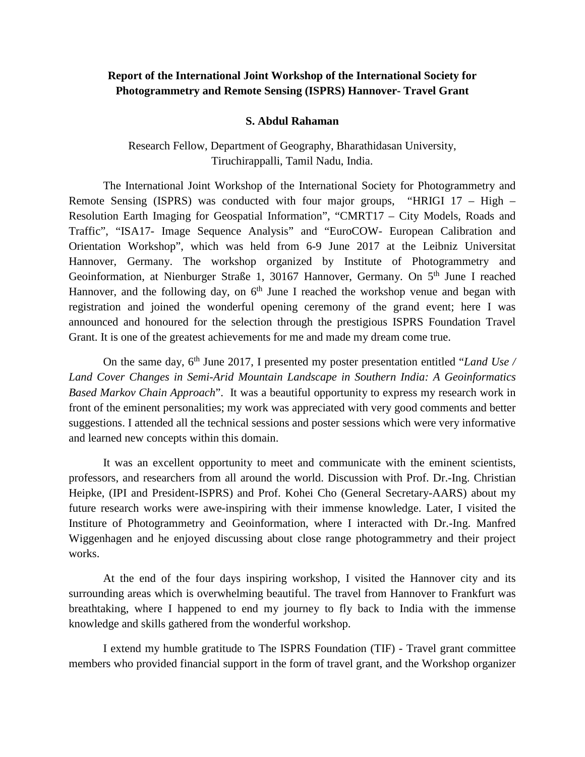# Report of the International Joint Workshop of the International Society for Photogrammetry and Remote Sensing (ISPRS) Hannover- Travel Grant

**S. Abdul Rahaman**

Research Fellow, Department of Geography, Bharathidasan University, Tiruchirappalli, Tamil Nadu, India.

The International Joint Workshop of the International Society for Photogrammetry and Remote Sensing (ISPRS) was conducted with four major groups, "HRIGI 17 – High – Resolution Earth Imaging for Geospatial Information", "CMRT17 – City Models, Roads and Traffic", "ISA17- Image Sequence Analysis" and "EuroCOW- European Calibration and Orientation Workshop", which was held from 6-9 June 2017 at the Leibniz Universitat Hannover, Germany. The workshop organized by Institute of Photogrammetry and Geoinformation, at Nienburger Straße 1, 30167 Hannover, Germany. On 5th June I reached Hannover, and the following day, on 6th June I reached the workshop venue and began with registration and joined the wonderful opening ceremony of the grand event; here I was announced and honoured for the selection through the prestigious ISPRS Foundation Travel Grant. It is one of the greatest achievements for me and made my dream come true.

On the same day, 6th June 2017, I presented my poster presentation entitled "*Land Use / Land Cover Changes in Semi-Arid Mountain Landscape in Southern India: A Geoinformatics Based Markov Chain Approach*". It was a beautiful opportunity to express my research work in front of the eminent personalities; my work was appreciated with very good comments and better suggestions. I attended all the technical sessions and poster sessions which were very informative and learned new concepts within this domain.

It was an excellent opportunity to meet and communicate with the eminent scientists, professors, and researchers from all around the world. Discussion with Prof. Dr.-Ing. Christian Heipke, (IPI and President-ISPRS) and Prof. Kohei Cho (General Secretary-AARS) about my future research works were awe-inspiring with their immense knowledge. Later, I visited the Institure of Photogrammetry and Geoinformation, where I interacted with Dr.-Ing. Manfred Wiggenhagen and he enjoyed discussing about close range photogrammetry and their project works.

At the end of the four days inspiring workshop, I visited the Hannover city and its surrounding areas which is overwhelming beautiful. The travel from Hannover to Frankfurt was breathtaking, where I happened to end my journey to fly back to India with the immense knowledge and skills gathered from the wonderful workshop.

I extend my humble gratitude to The ISPRS Foundation (TIF) - Travel grant committee members who provided financial support in the form of travel grant, and the Workshop organizer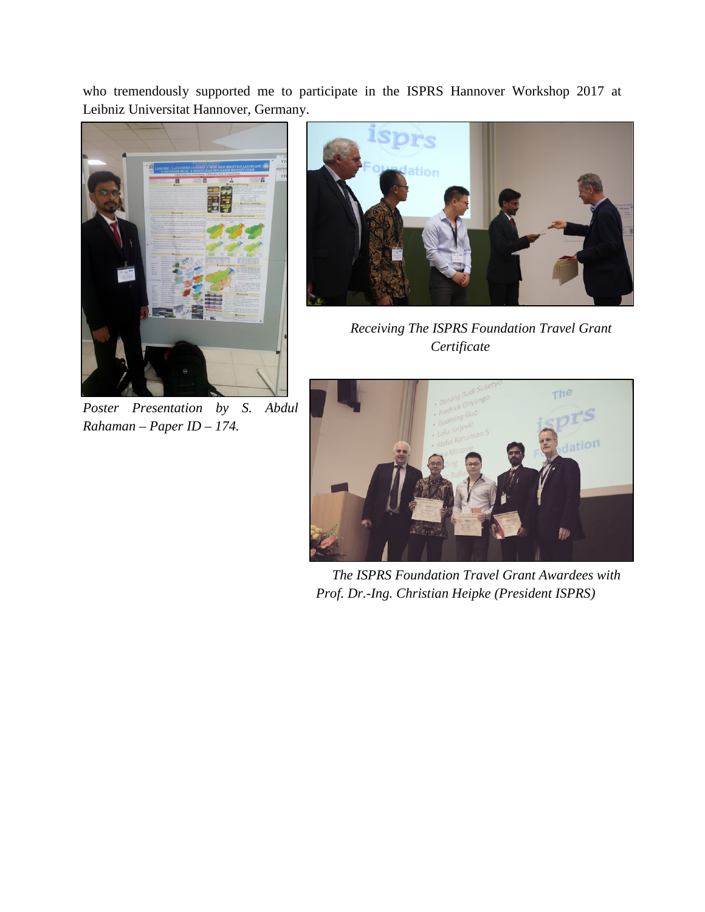who tremendously supported me to participate in the ISPRS Hannover Workshop 2017 at Leibniz Universitat Hannover, Germany.

*Receiving The ISPRS Foundation Travel Grant Certificate*

*Poster Presentation by S. Abdul Rahaman – Paper ID – 174.*

*The ISPRS Foundation Travel Grant Awardees with Prof. Dr.-Ing. Christian Heipke (President ISPRS)*